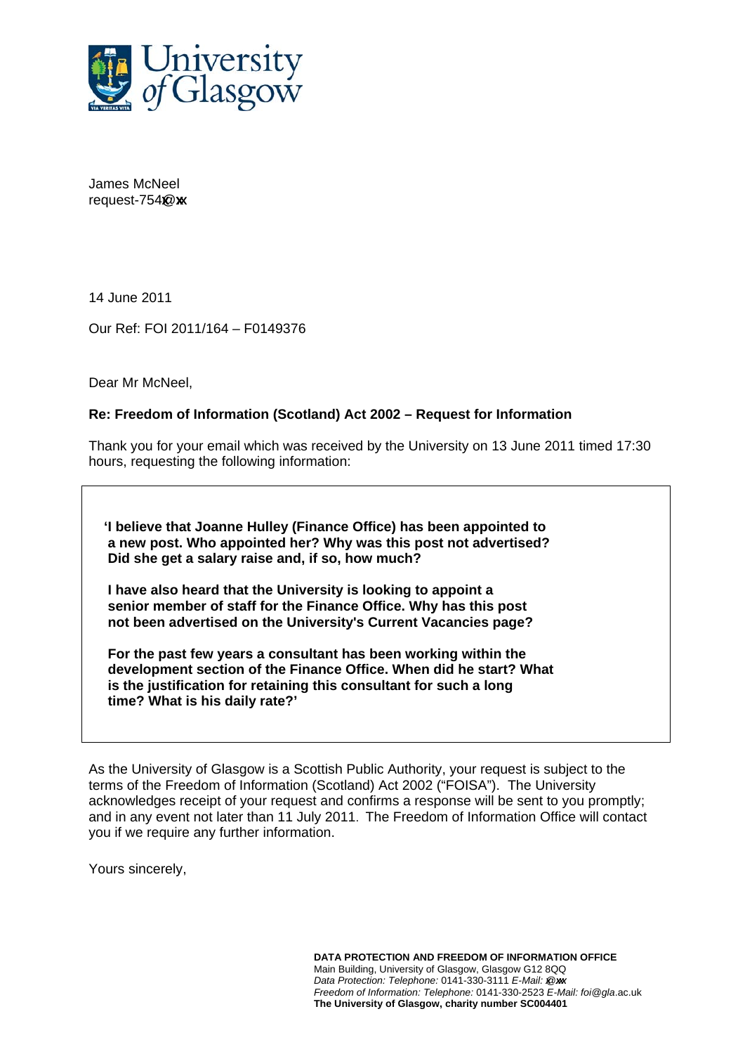University of Glasgow

James McNeel
request-754x@xx

14 June 2011

Our Ref: FOI 2011/164 – F0149376

Dear Mr McNeel,

**Re: Freedom of Information (Scotland) Act 2002 – Request for Information**

Thank you for your email which was received by the University on 13 June 2011 timed 17:30 hours, requesting the following information:

> **'I believe that Joanne Hulley (Finance Office) has been appointed to a new post. Who appointed her? Why was this post not advertised? Did she get a salary raise and, if so, how much?**
>
> **I have also heard that the University is looking to appoint a senior member of staff for the Finance Office. Why has this post not been advertised on the University's Current Vacancies page?**
>
> **For the past few years a consultant has been working within the development section of the Finance Office. When did he start? What is the justification for retaining this consultant for such a long time? What is his daily rate?'**

As the University of Glasgow is a Scottish Public Authority, your request is subject to the terms of the Freedom of Information (Scotland) Act 2002 ("FOISA"). The University acknowledges receipt of your request and confirms a response will be sent to you promptly; and in any event not later than 11 July 2011. The Freedom of Information Office will contact you if we require any further information.

Yours sincerely,

**DATA PROTECTION AND FREEDOM OF INFORMATION OFFICE**
Main Building, University of Glasgow, Glasgow G12 8QQ
*Data Protection: Telephone:* 0141-330-3111 *E-Mail:* x@xx
*Freedom of Information: Telephone:* 0141-330-2523 *E-Mail: foi@gla*.ac.uk
**The University of Glasgow, charity number SC004401**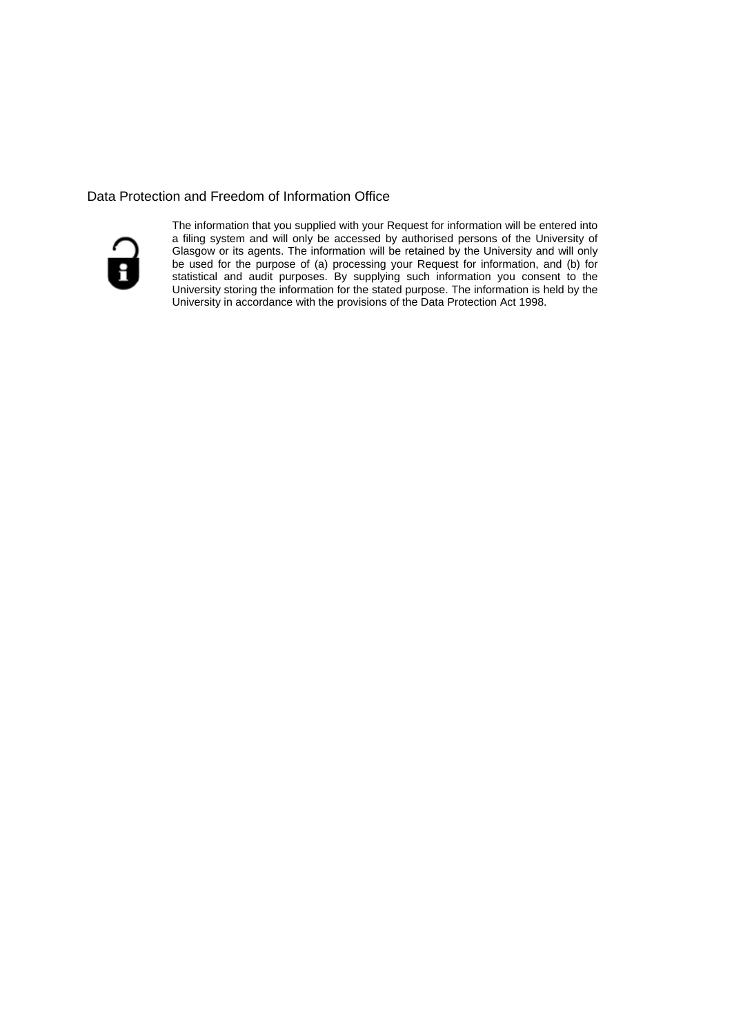Data Protection and Freedom of Information Office

The information that you supplied with your Request for information will be entered into a filing system and will only be accessed by authorised persons of the University of Glasgow or its agents. The information will be retained by the University and will only be used for the purpose of (a) processing your Request for information, and (b) for statistical and audit purposes. By supplying such information you consent to the University storing the information for the stated purpose. The information is held by the University in accordance with the provisions of the Data Protection Act 1998.